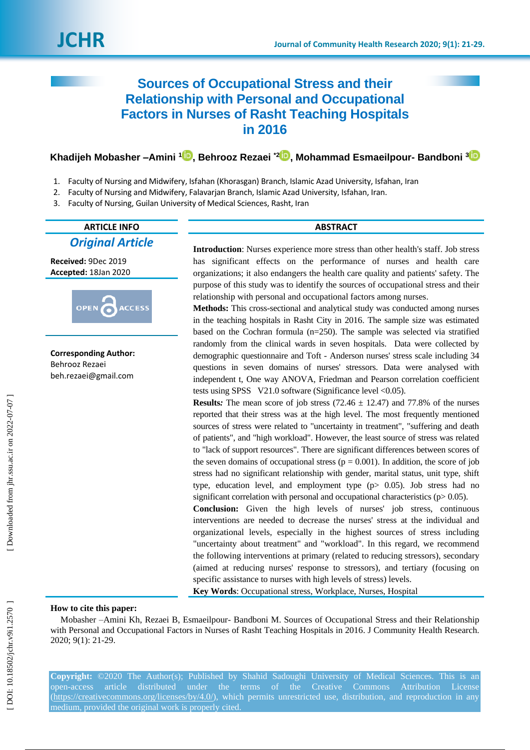# Sources of Occupational Stress and their Relationship with Personal and Occupational Factors in Nurses of Rasht Teaching Hospitals in 2016

**Khadijeh Mobasher –Amini [1], Behrooz Rezaei [*2], Mohammad Esmaeilpour- Bandboni [3]**

1. Faculty of Nursing and Midwifery, Isfahan (Khorasgan) Branch, Islamic Azad University, Isfahan, Iran
2. Faculty of Nursing and Midwifery, Falavarjan Branch, Islamic Azad University, Isfahan, Iran.
3. Faculty of Nursing, Guilan University of Medical Sciences, Rasht, Iran

## ARTICLE INFO

***Original Article***

**Received:** 9Dec 2019
**Accepted:** 18Jan 2020

OPEN ACCESS

**Corresponding Author:**
Behrooz Rezaei
beh.rezaei@gmail.com

## ABSTRACT

**Introduction**: Nurses experience more stress than other health's staff. Job stress has significant effects on the performance of nurses and health care organizations; it also endangers the health care quality and patients' safety. The purpose of this study was to identify the sources of occupational stress and their relationship with personal and occupational factors among nurses.

**Methods:** This cross-sectional and analytical study was conducted among nurses in the teaching hospitals in Rasht City in 2016. The sample size was estimated based on the Cochran formula (n=250). The sample was selected via stratified randomly from the clinical wards in seven hospitals. Data were collected by demographic questionnaire and Toft - Anderson nurses' stress scale including 34 questions in seven domains of nurses' stressors. Data were analysed with independent t, One way ANOVA, Friedman and Pearson correlation coefficient tests using SPSS V21.0 software (Significance level <0.05).

**Results*:*** The mean score of job stress (72.46 ± 12.47) and 77.8% of the nurses reported that their stress was at the high level. The most frequently mentioned sources of stress were related to "uncertainty in treatment", "suffering and death of patients", and "high workload". However, the least source of stress was related to "lack of support resources". There are significant differences between scores of the seven domains of occupational stress (p = 0.001). In addition, the score of job stress had no significant relationship with gender, marital status, unit type, shift type, education level, and employment type (p> 0.05). Job stress had no significant correlation with personal and occupational characteristics (p> 0.05).

**Conclusion:** Given the high levels of nurses' job stress, continuous interventions are needed to decrease the nurses' stress at the individual and organizational levels, especially in the highest sources of stress including "uncertainty about treatment" and "workload". In this regard, we recommend the following interventions at primary (related to reducing stressors), secondary (aimed at reducing nurses' response to stressors), and tertiary (focusing on specific assistance to nurses with high levels of stress) levels.

**Key Words**: Occupational stress, Workplace, Nurses, Hospital

**How to cite this paper:**

Mobasher –Amini Kh, Rezaei B, Esmaeilpour- Bandboni M. Sources of Occupational Stress and their Relationship with Personal and Occupational Factors in Nurses of Rasht Teaching Hospitals in 2016. J Community Health Research. 2020; 9(1): 21-29.

**Copyright:** ©2020 The Author(s); Published by Shahid Sadoughi University of Medical Sciences. This is an open-access article distributed under the terms of the Creative Commons Attribution License (https://creativecommons.org/licenses/by/4.0/), which permits unrestricted use, distribution, and reproduction in any medium, provided the original work is properly cited.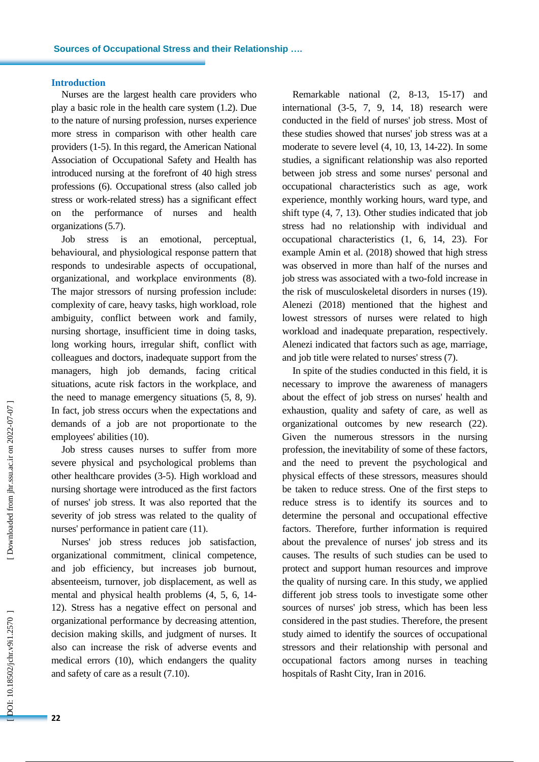## Introduction

Nurses are the largest health care providers who play a basic role in the health care system (1.2). Due to the nature of nursing profession, nurses experience more stress in comparison with other health care providers (1-5). In this regard, the American National Association of Occupational Safety and Health has introduced nursing at the forefront of 40 high stress professions (6). Occupational stress (also called job stress or work-related stress) has a significant effect on the performance of nurses and health organizations (5.7).

Job stress is an emotional, perceptual, behavioural, and physiological response pattern that responds to undesirable aspects of occupational, organizational, and workplace environments (8). The major stressors of nursing profession include: complexity of care, heavy tasks, high workload, role ambiguity, conflict between work and family, nursing shortage, insufficient time in doing tasks, long working hours, irregular shift, conflict with colleagues and doctors, inadequate support from the managers, high job demands, facing critical situations, acute risk factors in the workplace, and the need to manage emergency situations (5, 8, 9). In fact, job stress occurs when the expectations and demands of a job are not proportionate to the employees' abilities (10).

Job stress causes nurses to suffer from more severe physical and psychological problems than other healthcare provides (3-5). High workload and nursing shortage were introduced as the first factors of nurses' job stress. It was also reported that the severity of job stress was related to the quality of nurses' performance in patient care (11).

Nurses' job stress reduces job satisfaction, organizational commitment, clinical competence, and job efficiency, but increases job burnout, absenteeism, turnover, job displacement, as well as mental and physical health problems (4, 5, 6, 14-12). Stress has a negative effect on personal and organizational performance by decreasing attention, decision making skills, and judgment of nurses. It also can increase the risk of adverse events and medical errors (10), which endangers the quality and safety of care as a result (7.10).

Remarkable national (2, 8-13, 15-17) and international (3-5, 7, 9, 14, 18) research were conducted in the field of nurses' job stress. Most of these studies showed that nurses' job stress was at a moderate to severe level (4, 10, 13, 14-22). In some studies, a significant relationship was also reported between job stress and some nurses' personal and occupational characteristics such as age, work experience, monthly working hours, ward type, and shift type (4, 7, 13). Other studies indicated that job stress had no relationship with individual and occupational characteristics (1, 6, 14, 23). For example Amin et al. (2018) showed that high stress was observed in more than half of the nurses and job stress was associated with a two-fold increase in the risk of musculoskeletal disorders in nurses (19). Alenezi (2018) mentioned that the highest and lowest stressors of nurses were related to high workload and inadequate preparation, respectively. Alenezi indicated that factors such as age, marriage, and job title were related to nurses' stress (7).

In spite of the studies conducted in this field, it is necessary to improve the awareness of managers about the effect of job stress on nurses' health and exhaustion, quality and safety of care, as well as organizational outcomes by new research (22). Given the numerous stressors in the nursing profession, the inevitability of some of these factors, and the need to prevent the psychological and physical effects of these stressors, measures should be taken to reduce stress. One of the first steps to reduce stress is to identify its sources and to determine the personal and occupational effective factors. Therefore, further information is required about the prevalence of nurses' job stress and its causes. The results of such studies can be used to protect and support human resources and improve the quality of nursing care. In this study, we applied different job stress tools to investigate some other sources of nurses' job stress, which has been less considered in the past studies. Therefore, the present study aimed to identify the sources of occupational stressors and their relationship with personal and occupational factors among nurses in teaching hospitals of Rasht City, Iran in 2016.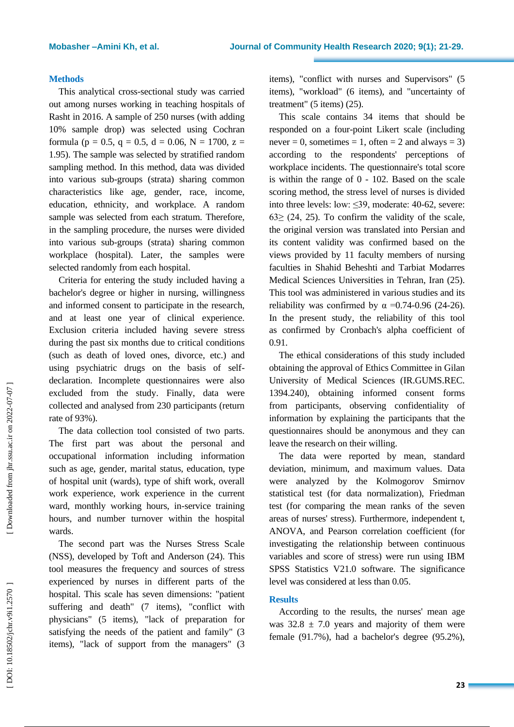## Methods

This analytical cross-sectional study was carried out among nurses working in teaching hospitals of Rasht in 2016. A sample of 250 nurses (with adding 10% sample drop) was selected using Cochran formula ($p = 0.5$, $q = 0.5$, $d = 0.06$, $N = 1700$, $z = 1.95$). The sample was selected by stratified random sampling method. In this method, data was divided into various sub-groups (strata) sharing common characteristics like age, gender, race, income, education, ethnicity, and workplace. A random sample was selected from each stratum. Therefore, in the sampling procedure, the nurses were divided into various sub-groups (strata) sharing common workplace (hospital). Later, the samples were selected randomly from each hospital.

Criteria for entering the study included having a bachelor's degree or higher in nursing, willingness and informed consent to participate in the research, and at least one year of clinical experience. Exclusion criteria included having severe stress during the past six months due to critical conditions (such as death of loved ones, divorce, etc.) and using psychiatric drugs on the basis of self-declaration. Incomplete questionnaires were also excluded from the study. Finally, data were collected and analysed from 230 participants (return rate of 93%).

The data collection tool consisted of two parts. The first part was about the personal and occupational information including information such as age, gender, marital status, education, type of hospital unit (wards), type of shift work, overall work experience, work experience in the current ward, monthly working hours, in-service training hours, and number turnover within the hospital wards.

The second part was the Nurses Stress Scale (NSS), developed by Toft and Anderson (24). This tool measures the frequency and sources of stress experienced by nurses in different parts of the hospital. This scale has seven dimensions: "patient suffering and death" (7 items), "conflict with physicians" (5 items), "lack of preparation for satisfying the needs of the patient and family" (3 items), "lack of support from the managers" (3 items), "conflict with nurses and Supervisors" (5 items), "workload" (6 items), and "uncertainty of treatment" (5 items) (25).

This scale contains 34 items that should be responded on a four-point Likert scale (including never = 0, sometimes = 1, often = 2 and always = 3) according to the respondents' perceptions of workplace incidents. The questionnaire's total score is within the range of 0 - 102. Based on the scale scoring method, the stress level of nurses is divided into three levels: low: ≤39, moderate: 40-62, severe: 63≥ (24, 25). To confirm the validity of the scale, the original version was translated into Persian and its content validity was confirmed based on the views provided by 11 faculty members of nursing faculties in Shahid Beheshti and Tarbiat Modarres Medical Sciences Universities in Tehran, Iran (25). This tool was administered in various studies and its reliability was confirmed by $\alpha$ =0.74-0.96 (24-26). In the present study, the reliability of this tool as confirmed by Cronbach's alpha coefficient of 0.91.

The ethical considerations of this study included obtaining the approval of Ethics Committee in Gilan University of Medical Sciences (IR.GUMS.REC. 1394.240), obtaining informed consent forms from participants, observing confidentiality of information by explaining the participants that the questionnaires should be anonymous and they can leave the research on their willing.

The data were reported by mean, standard deviation, minimum, and maximum values. Data were analyzed by the Kolmogorov Smirnov statistical test (for data normalization), Friedman test (for comparing the mean ranks of the seven areas of nurses' stress). Furthermore, independent t, ANOVA, and Pearson correlation coefficient (for investigating the relationship between continuous variables and score of stress) were run using IBM SPSS Statistics V21.0 software. The significance level was considered at less than 0.05.

## Results

According to the results, the nurses' mean age was 32.8 ± 7.0 years and majority of them were female (91.7%), had a bachelor's degree (95.2%),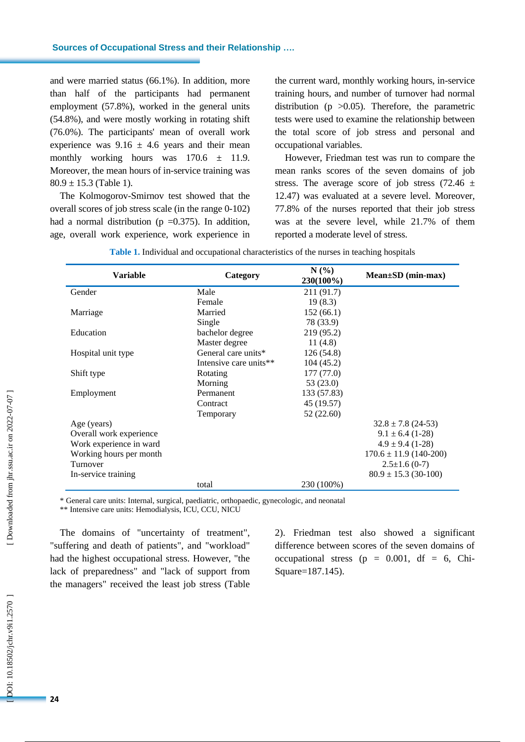and were married status (66.1%). In addition, more than half of the participants had permanent employment (57.8%), worked in the general units (54.8%), and were mostly working in rotating shift (76.0%). The participants' mean of overall work experience was 9.16 ± 4.6 years and their mean monthly working hours was 170.6 ± 11.9. Moreover, the mean hours of in-service training was 80.9 ± 15.3 (Table 1).

The Kolmogorov-Smirnov test showed that the overall scores of job stress scale (in the range 0-102) had a normal distribution (p =0.375). In addition, age, overall work experience, work experience in the current ward, monthly working hours, in-service training hours, and number of turnover had normal distribution (p >0.05). Therefore, the parametric tests were used to examine the relationship between the total score of job stress and personal and occupational variables.

However, Friedman test was run to compare the mean ranks scores of the seven domains of job stress. The average score of job stress (72.46 ± 12.47) was evaluated at a severe level. Moreover, 77.8% of the nurses reported that their job stress was at the severe level, while 21.7% of them reported a moderate level of stress.

**Table 1.** Individual and occupational characteristics of the nurses in teaching hospitals

| Variable | Category | N (%) 230(100%) | Mean±SD (min-max) |
|---|---|---|---|
| Gender | Male | 211 (91.7) | |
| | Female | 19 (8.3) | |
| Marriage | Married | 152 (66.1) | |
| | Single | 78 (33.9) | |
| Education | bachelor degree | 219 (95.2) | |
| | Master degree | 11 (4.8) | |
| Hospital unit type | General care units* | 126 (54.8) | |
| | Intensive care units** | 104 (45.2) | |
| Shift type | Rotating | 177 (77.0) | |
| | Morning | 53 (23.0) | |
| Employment | Permanent | 133 (57.83) | |
| | Contract | 45 (19.57) | |
| | Temporary | 52 (22.60) | |
| Age (years) | | | 32.8 ± 7.8 (24-53) |
| Overall work experience | | | 9.1 ± 6.4 (1-28) |
| Work experience in ward | | | 4.9 ± 9.4 (1-28) |
| Working hours per month | | | 170.6 ± 11.9 (140-200) |
| Turnover | | | 2.5±1.6 (0-7) |
| In-service training | | | 80.9 ± 15.3 (30-100) |
| | total | 230 (100%) | |

\* General care units: Internal, surgical, paediatric, orthopaedic, gynecologic, and neonatal
\*\* Intensive care units: Hemodialysis, ICU, CCU, NICU

The domains of "uncertainty of treatment", "suffering and death of patients", and "workload" had the highest occupational stress. However, "the lack of preparedness" and "lack of support from the managers" received the least job stress (Table 2). Friedman test also showed a significant difference between scores of the seven domains of occupational stress (p = 0.001, df = 6, Chi-Square=187.145).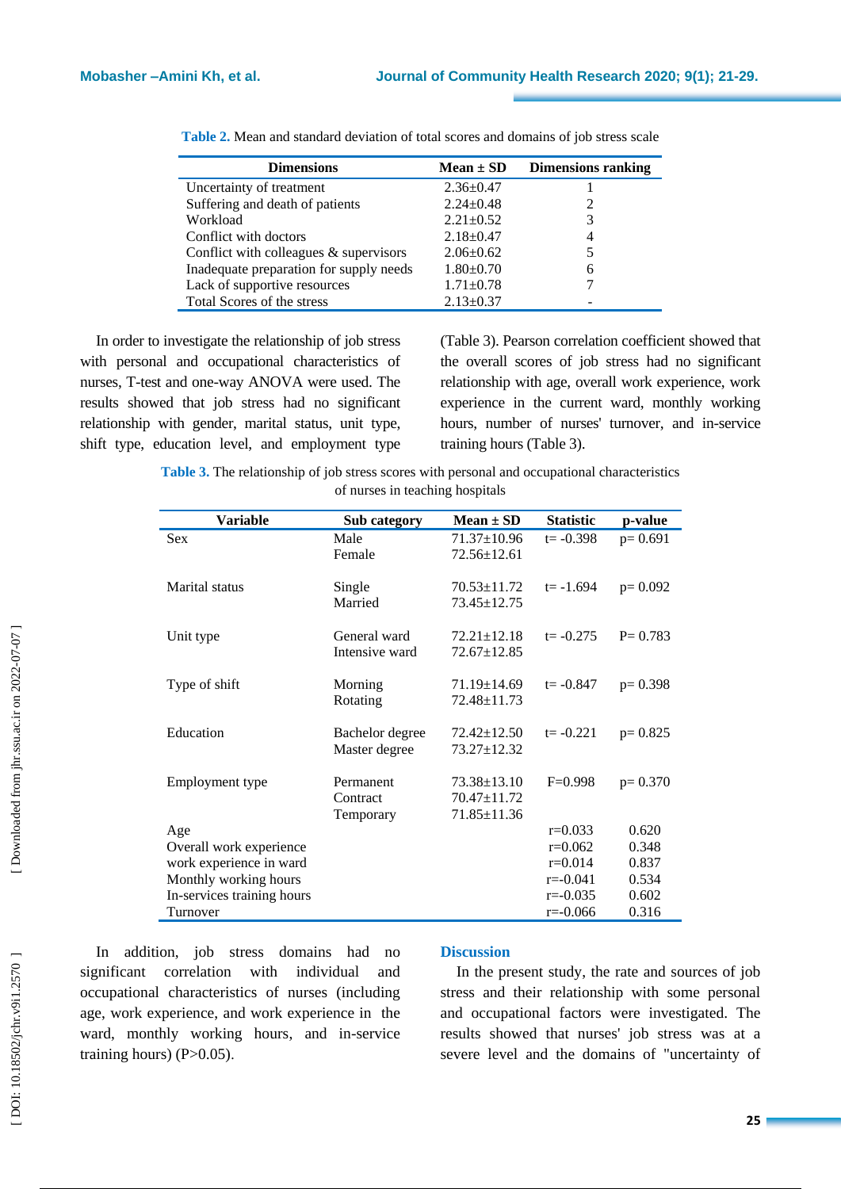**Table 2.** Mean and standard deviation of total scores and domains of job stress scale

| Dimensions | Mean ± SD | Dimensions ranking |
|---|---|---|
| Uncertainty of treatment | 2.36±0.47 | 1 |
| Suffering and death of patients | 2.24±0.48 | 2 |
| Workload | 2.21±0.52 | 3 |
| Conflict with doctors | 2.18±0.47 | 4 |
| Conflict with colleagues & supervisors | 2.06±0.62 | 5 |
| Inadequate preparation for supply needs | 1.80±0.70 | 6 |
| Lack of supportive resources | 1.71±0.78 | 7 |
| Total Scores of the stress | 2.13±0.37 | - |

In order to investigate the relationship of job stress with personal and occupational characteristics of nurses, T-test and one-way ANOVA were used. The results showed that job stress had no significant relationship with gender, marital status, unit type, shift type, education level, and employment type (Table 3). Pearson correlation coefficient showed that the overall scores of job stress had no significant relationship with age, overall work experience, work experience in the current ward, monthly working hours, number of nurses' turnover, and in-service training hours (Table 3).

**Table 3.** The relationship of job stress scores with personal and occupational characteristics of nurses in teaching hospitals

| Variable | Sub category | Mean ± SD | Statistic | p-value |
|---|---|---|---|---|
| Sex | Male | 71.37±10.96 | t= -0.398 | p= 0.691 |
| | Female | 72.56±12.61 | | |
| Marital status | Single | 70.53±11.72 | t= -1.694 | p= 0.092 |
| | Married | 73.45±12.75 | | |
| Unit type | General ward | 72.21±12.18 | t= -0.275 | P= 0.783 |
| | Intensive ward | 72.67±12.85 | | |
| Type of shift | Morning | 71.19±14.69 | t= -0.847 | p= 0.398 |
| | Rotating | 72.48±11.73 | | |
| Education | Bachelor degree | 72.42±12.50 | t= -0.221 | p= 0.825 |
| | Master degree | 73.27±12.32 | | |
| Employment type | Permanent | 73.38±13.10 | F=0.998 | p= 0.370 |
| | Contract | 70.47±11.72 | | |
| | Temporary | 71.85±11.36 | | |
| Age | | | r=0.033 | 0.620 |
| Overall work experience | | | r=0.062 | 0.348 |
| work experience in ward | | | r=0.014 | 0.837 |
| Monthly working hours | | | r=-0.041 | 0.534 |
| In-services training hours | | | r=-0.035 | 0.602 |
| Turnover | | | r=-0.066 | 0.316 |

In addition, job stress domains had no significant correlation with individual and occupational characteristics of nurses (including age, work experience, and work experience in the ward, monthly working hours, and in-service training hours) (P>0.05).

## Discussion

In the present study, the rate and sources of job stress and their relationship with some personal and occupational factors were investigated. The results showed that nurses' job stress was at a severe level and the domains of "uncertainty of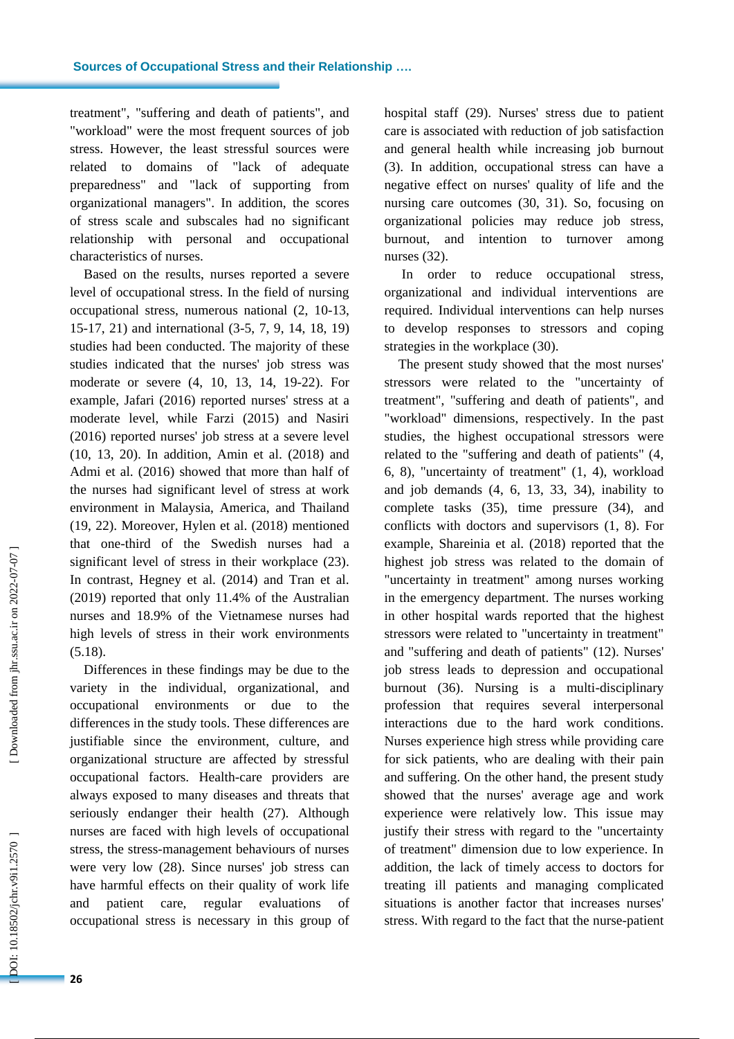treatment", "suffering and death of patients", and "workload" were the most frequent sources of job stress. However, the least stressful sources were related to domains of "lack of adequate preparedness" and "lack of supporting from organizational managers". In addition, the scores of stress scale and subscales had no significant relationship with personal and occupational characteristics of nurses.

Based on the results, nurses reported a severe level of occupational stress. In the field of nursing occupational stress, numerous national (2, 10-13, 15-17, 21) and international (3-5, 7, 9, 14, 18, 19) studies had been conducted. The majority of these studies indicated that the nurses' job stress was moderate or severe (4, 10, 13, 14, 19-22). For example, Jafari (2016) reported nurses' stress at a moderate level, while Farzi (2015) and Nasiri (2016) reported nurses' job stress at a severe level (10, 13, 20). In addition, Amin et al. (2018) and Admi et al. (2016) showed that more than half of the nurses had significant level of stress at work environment in Malaysia, America, and Thailand (19, 22). Moreover, Hylen et al. (2018) mentioned that one-third of the Swedish nurses had a significant level of stress in their workplace (23). In contrast, Hegney et al. (2014) and Tran et al. (2019) reported that only 11.4% of the Australian nurses and 18.9% of the Vietnamese nurses had high levels of stress in their work environments (5.18).

Differences in these findings may be due to the variety in the individual, organizational, and occupational environments or due to the differences in the study tools. These differences are justifiable since the environment, culture, and organizational structure are affected by stressful occupational factors. Health-care providers are always exposed to many diseases and threats that seriously endanger their health (27). Although nurses are faced with high levels of occupational stress, the stress-management behaviours of nurses were very low (28). Since nurses' job stress can have harmful effects on their quality of work life and patient care, regular evaluations of occupational stress is necessary in this group of hospital staff (29). Nurses' stress due to patient care is associated with reduction of job satisfaction and general health while increasing job burnout (3). In addition, occupational stress can have a negative effect on nurses' quality of life and the nursing care outcomes (30, 31). So, focusing on organizational policies may reduce job stress, burnout, and intention to turnover among nurses (32).

In order to reduce occupational stress, organizational and individual interventions are required. Individual interventions can help nurses to develop responses to stressors and coping strategies in the workplace (30).

The present study showed that the most nurses' stressors were related to the "uncertainty of treatment", "suffering and death of patients", and "workload" dimensions, respectively. In the past studies, the highest occupational stressors were related to the "suffering and death of patients" (4, 6, 8), "uncertainty of treatment" (1, 4), workload and job demands (4, 6, 13, 33, 34), inability to complete tasks (35), time pressure (34), and conflicts with doctors and supervisors (1, 8). For example, Shareinia et al. (2018) reported that the highest job stress was related to the domain of "uncertainty in treatment" among nurses working in the emergency department. The nurses working in other hospital wards reported that the highest stressors were related to "uncertainty in treatment" and "suffering and death of patients" (12). Nurses' job stress leads to depression and occupational burnout (36). Nursing is a multi-disciplinary profession that requires several interpersonal interactions due to the hard work conditions. Nurses experience high stress while providing care for sick patients, who are dealing with their pain and suffering. On the other hand, the present study showed that the nurses' average age and work experience were relatively low. This issue may justify their stress with regard to the "uncertainty of treatment" dimension due to low experience. In addition, the lack of timely access to doctors for treating ill patients and managing complicated situations is another factor that increases nurses' stress. With regard to the fact that the nurse-patient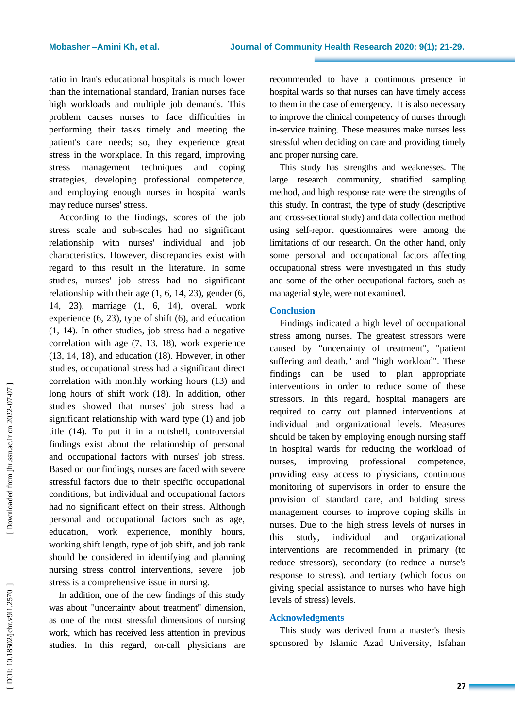ratio in Iran's educational hospitals is much lower than the international standard, Iranian nurses face high workloads and multiple job demands. This problem causes nurses to face difficulties in performing their tasks timely and meeting the patient's care needs; so, they experience great stress in the workplace. In this regard, improving stress management techniques and coping strategies, developing professional competence, and employing enough nurses in hospital wards may reduce nurses' stress.

According to the findings, scores of the job stress scale and sub-scales had no significant relationship with nurses' individual and job characteristics. However, discrepancies exist with regard to this result in the literature. In some studies, nurses' job stress had no significant relationship with their age (1, 6, 14, 23), gender (6, 14, 23), marriage (1, 6, 14), overall work experience (6, 23), type of shift (6), and education (1, 14). In other studies, job stress had a negative correlation with age (7, 13, 18), work experience (13, 14, 18), and education (18). However, in other studies, occupational stress had a significant direct correlation with monthly working hours (13) and long hours of shift work (18). In addition, other studies showed that nurses' job stress had a significant relationship with ward type (1) and job title (14). To put it in a nutshell, controversial findings exist about the relationship of personal and occupational factors with nurses' job stress. Based on our findings, nurses are faced with severe stressful factors due to their specific occupational conditions, but individual and occupational factors had no significant effect on their stress. Although personal and occupational factors such as age, education, work experience, monthly hours, working shift length, type of job shift, and job rank should be considered in identifying and planning nursing stress control interventions, severe job stress is a comprehensive issue in nursing.

In addition, one of the new findings of this study was about "uncertainty about treatment" dimension, as one of the most stressful dimensions of nursing work, which has received less attention in previous studies. In this regard, on-call physicians are recommended to have a continuous presence in hospital wards so that nurses can have timely access to them in the case of emergency. It is also necessary to improve the clinical competency of nurses through in-service training. These measures make nurses less stressful when deciding on care and providing timely and proper nursing care.

This study has strengths and weaknesses. The large research community, stratified sampling method, and high response rate were the strengths of this study. In contrast, the type of study (descriptive and cross-sectional study) and data collection method using self-report questionnaires were among the limitations of our research. On the other hand, only some personal and occupational factors affecting occupational stress were investigated in this study and some of the other occupational factors, such as managerial style, were not examined.

## Conclusion

Findings indicated a high level of occupational stress among nurses. The greatest stressors were caused by "uncertainty of treatment", "patient suffering and death," and "high workload". These findings can be used to plan appropriate interventions in order to reduce some of these stressors. In this regard, hospital managers are required to carry out planned interventions at individual and organizational levels. Measures should be taken by employing enough nursing staff in hospital wards for reducing the workload of nurses, improving professional competence, providing easy access to physicians, continuous monitoring of supervisors in order to ensure the provision of standard care, and holding stress management courses to improve coping skills in nurses. Due to the high stress levels of nurses in this study, individual and organizational interventions are recommended in primary (to reduce stressors), secondary (to reduce a nurse's response to stress), and tertiary (which focus on giving special assistance to nurses who have high levels of stress) levels.

## Acknowledgments

This study was derived from a master's thesis sponsored by Islamic Azad University, Isfahan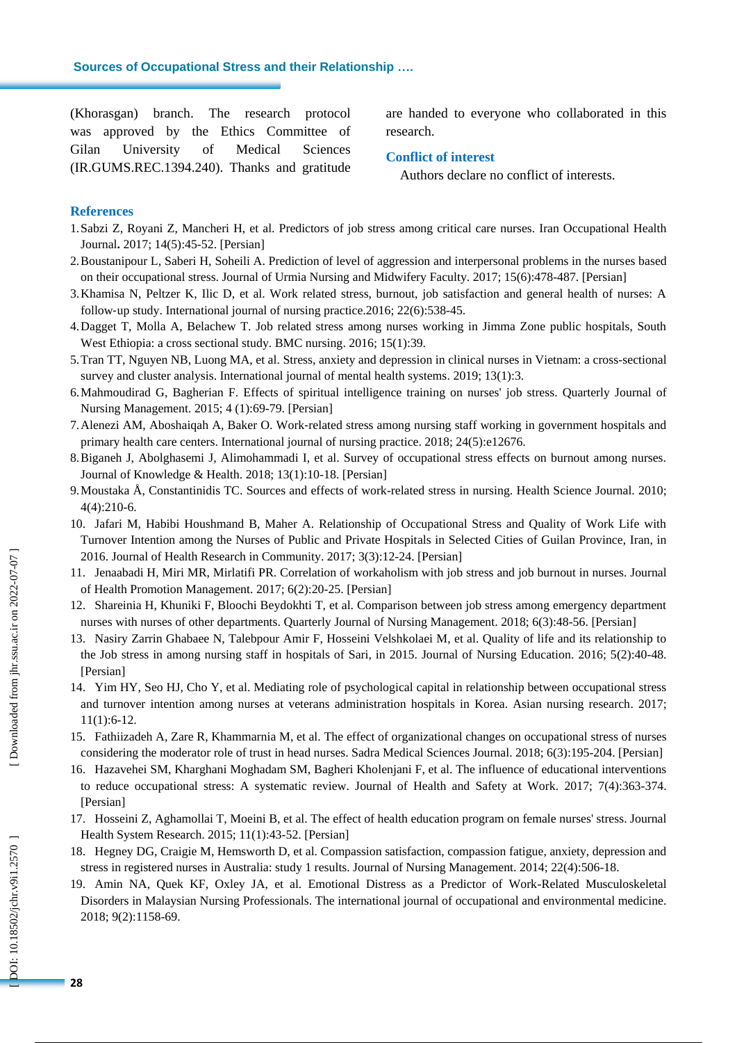(Khorasgan) branch. The research protocol was approved by the Ethics Committee of Gilan University of Medical Sciences (IR.GUMS.REC.1394.240). Thanks and gratitude are handed to everyone who collaborated in this research.

## Conflict of interest

Authors declare no conflict of interests.

## References

1. Sabzi Z, Royani Z, Mancheri H, et al. Predictors of job stress among critical care nurses. Iran Occupational Health Journal**.** 2017; 14(5):45-52. [Persian]
2. Boustanipour L, Saberi H, Soheili A. Prediction of level of aggression and interpersonal problems in the nurses based on their occupational stress. Journal of Urmia Nursing and Midwifery Faculty. 2017; 15(6):478-487. [Persian]
3. Khamisa N, Peltzer K, Ilic D, et al. Work related stress, burnout, job satisfaction and general health of nurses: A follow-up study. International journal of nursing practice.2016; 22(6):538-45.
4. Dagget T, Molla A, Belachew T. Job related stress among nurses working in Jimma Zone public hospitals, South West Ethiopia: a cross sectional study. BMC nursing. 2016; 15(1):39.
5. Tran TT, Nguyen NB, Luong MA, et al. Stress, anxiety and depression in clinical nurses in Vietnam: a cross-sectional survey and cluster analysis. International journal of mental health systems. 2019; 13(1):3.
6. Mahmoudirad G, Bagherian F. Effects of spiritual intelligence training on nurses' job stress. Quarterly Journal of Nursing Management. 2015; 4 (1):69-79. [Persian]
7. Alenezi AM, Aboshaiqah A, Baker O. Work-related stress among nursing staff working in government hospitals and primary health care centers. International journal of nursing practice. 2018; 24(5):e12676.
8. Biganeh J, Abolghasemi J, Alimohammadi I, et al. Survey of occupational stress effects on burnout among nurses. Journal of Knowledge & Health. 2018; 13(1):10-18. [Persian]
9. Moustaka Å, Constantinidis TC. Sources and effects of work-related stress in nursing. Health Science Journal. 2010; 4(4):210-6.
10. Jafari M, Habibi Houshmand B, Maher A. Relationship of Occupational Stress and Quality of Work Life with Turnover Intention among the Nurses of Public and Private Hospitals in Selected Cities of Guilan Province, Iran, in 2016. Journal of Health Research in Community. 2017; 3(3):12-24. [Persian]
11. Jenaabadi H, Miri MR, Mirlatifi PR. Correlation of workaholism with job stress and job burnout in nurses. Journal of Health Promotion Management. 2017; 6(2):20-25. [Persian]
12. Shareinia H, Khuniki F, Bloochi Beydokhti T, et al. Comparison between job stress among emergency department nurses with nurses of other departments. Quarterly Journal of Nursing Management. 2018; 6(3):48-56. [Persian]
13. Nasiry Zarrin Ghabaee N, Talebpour Amir F, Hosseini Velshkolaei M, et al. Quality of life and its relationship to the Job stress in among nursing staff in hospitals of Sari, in 2015. Journal of Nursing Education. 2016; 5(2):40-48. [Persian]
14. Yim HY, Seo HJ, Cho Y, et al. Mediating role of psychological capital in relationship between occupational stress and turnover intention among nurses at veterans administration hospitals in Korea. Asian nursing research. 2017; 11(1):6-12.
15. Fathiizadeh A, Zare R, Khammarnia M, et al. The effect of organizational changes on occupational stress of nurses considering the moderator role of trust in head nurses. Sadra Medical Sciences Journal. 2018; 6(3):195-204. [Persian]
16. Hazavehei SM, Kharghani Moghadam SM, Bagheri Kholenjani F, et al. The influence of educational interventions to reduce occupational stress: A systematic review. Journal of Health and Safety at Work. 2017; 7(4):363-374. [Persian]
17. Hosseini Z, Aghamollai T, Moeini B, et al. The effect of health education program on female nurses' stress. Journal Health System Research. 2015; 11(1):43-52. [Persian]
18. Hegney DG, Craigie M, Hemsworth D, et al. Compassion satisfaction, compassion fatigue, anxiety, depression and stress in registered nurses in Australia: study 1 results. Journal of Nursing Management. 2014; 22(4):506-18.
19. Amin NA, Quek KF, Oxley JA, et al. Emotional Distress as a Predictor of Work-Related Musculoskeletal Disorders in Malaysian Nursing Professionals. The international journal of occupational and environmental medicine. 2018; 9(2):1158-69.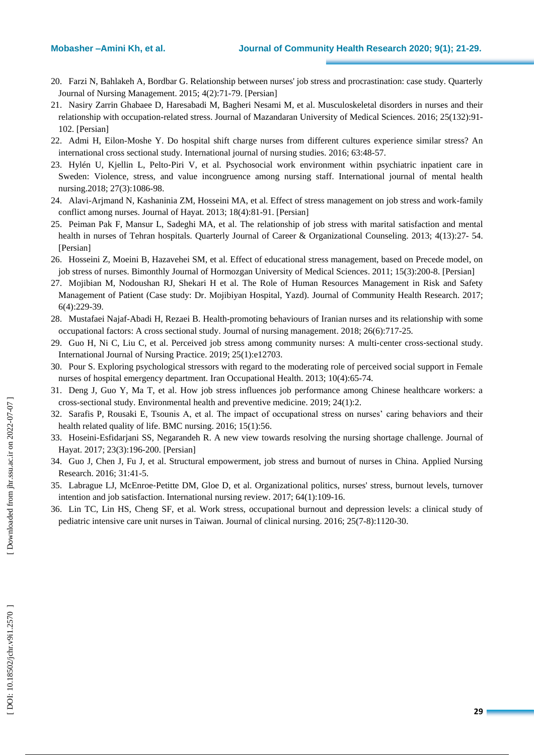20. Farzi N, Bahlakeh A, Bordbar G. Relationship between nurses' job stress and procrastination: case study. Quarterly Journal of Nursing Management. 2015; 4(2):71-79. [Persian]
21. Nasiry Zarrin Ghabaee D, Haresabadi M, Bagheri Nesami M, et al. Musculoskeletal disorders in nurses and their relationship with occupation-related stress. Journal of Mazandaran University of Medical Sciences. 2016; 25(132):91-102. [Persian]
22. Admi H, Eilon-Moshe Y. Do hospital shift charge nurses from different cultures experience similar stress? An international cross sectional study. International journal of nursing studies. 2016; 63:48-57.
23. Hylén U, Kjellin L, Pelto-Piri V, et al. Psychosocial work environment within psychiatric inpatient care in Sweden: Violence, stress, and value incongruence among nursing staff. International journal of mental health nursing.2018; 27(3):1086-98.
24. Alavi-Arjmand N, Kashaninia ZM, Hosseini MA, et al. Effect of stress management on job stress and work-family conflict among nurses. Journal of Hayat. 2013; 18(4):81-91. [Persian]
25. Peiman Pak F, Mansur L, Sadeghi MA, et al. The relationship of job stress with marital satisfaction and mental health in nurses of Tehran hospitals. Quarterly Journal of Career & Organizational Counseling. 2013; 4(13):27- 54. [Persian]
26. Hosseini Z, Moeini B, Hazavehei SM, et al. Effect of educational stress management, based on Precede model, on job stress of nurses. Bimonthly Journal of Hormozgan University of Medical Sciences. 2011; 15(3):200-8. [Persian]
27. Mojibian M, Nodoushan RJ, Shekari H et al. The Role of Human Resources Management in Risk and Safety Management of Patient (Case study: Dr. Mojibiyan Hospital, Yazd). Journal of Community Health Research. 2017; 6(4):229-39.
28. Mustafaei Najaf-Abadi H, Rezaei B. Health-promoting behaviours of Iranian nurses and its relationship with some occupational factors: A cross sectional study. Journal of nursing management. 2018; 26(6):717-25.
29. Guo H, Ni C, Liu C, et al. Perceived job stress among community nurses: A multi-center cross-sectional study. International Journal of Nursing Practice. 2019; 25(1):e12703.
30. Pour S. Exploring psychological stressors with regard to the moderating role of perceived social support in Female nurses of hospital emergency department. Iran Occupational Health. 2013; 10(4):65-74.
31. Deng J, Guo Y, Ma T, et al. How job stress influences job performance among Chinese healthcare workers: a cross-sectional study. Environmental health and preventive medicine. 2019; 24(1):2.
32. Sarafis P, Rousaki E, Tsounis A, et al. The impact of occupational stress on nurses' caring behaviors and their health related quality of life. BMC nursing. 2016; 15(1):56.
33. Hoseini-Esfidarjani SS, Negarandeh R. A new view towards resolving the nursing shortage challenge. Journal of Hayat. 2017; 23(3):196-200. [Persian]
34. Guo J, Chen J, Fu J, et al. Structural empowerment, job stress and burnout of nurses in China. Applied Nursing Research. 2016; 31:41-5.
35. Labrague LJ, McEnroe-Petitte DM, Gloe D, et al. Organizational politics, nurses' stress, burnout levels, turnover intention and job satisfaction. International nursing review. 2017; 64(1):109-16.
36. Lin TC, Lin HS, Cheng SF, et al. Work stress, occupational burnout and depression levels: a clinical study of pediatric intensive care unit nurses in Taiwan. Journal of clinical nursing. 2016; 25(7-8):1120-30.